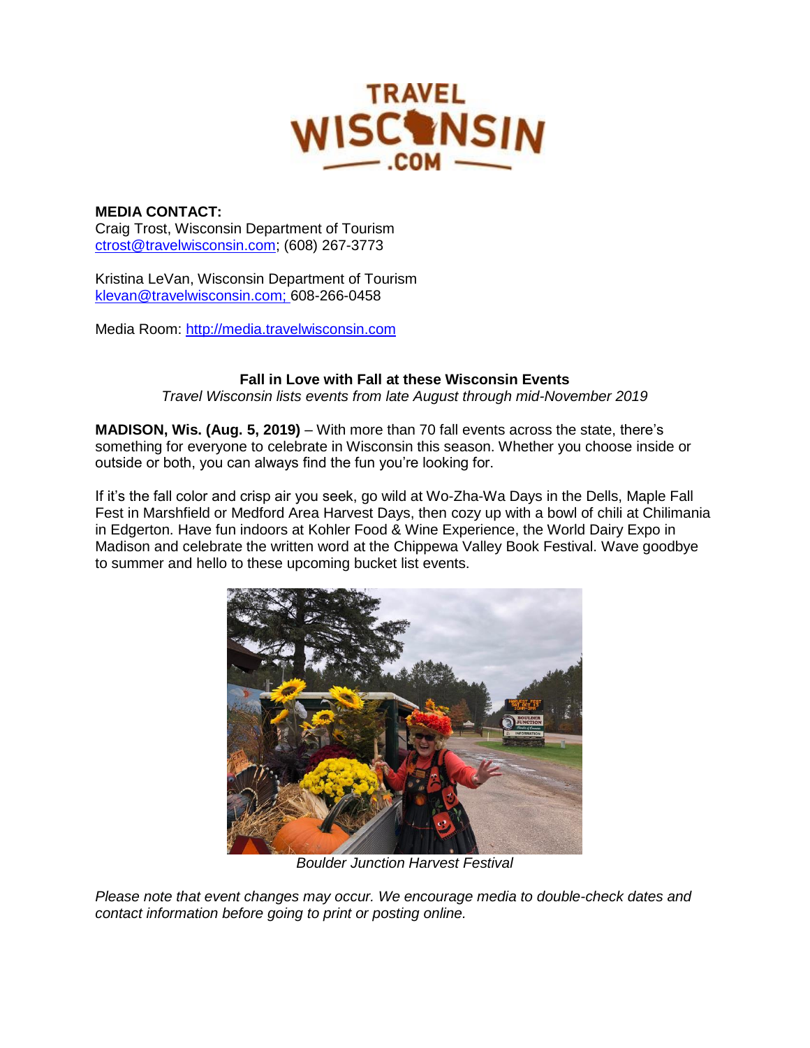**TRAVEL WISCONSIN.COM**

**MEDIA CONTACT:**
Craig Trost, Wisconsin Department of Tourism
ctrost@travelwisconsin.com; (608) 267-3773

Kristina LeVan, Wisconsin Department of Tourism
klevan@travelwisconsin.com; 608-266-0458

Media Room: http://media.travelwisconsin.com

## Fall in Love with Fall at these Wisconsin Events

*Travel Wisconsin lists events from late August through mid-November 2019*

**MADISON, Wis. (Aug. 5, 2019)** – With more than 70 fall events across the state, there's something for everyone to celebrate in Wisconsin this season. Whether you choose inside or outside or both, you can always find the fun you're looking for.

If it's the fall color and crisp air you seek, go wild at Wo-Zha-Wa Days in the Dells, Maple Fall Fest in Marshfield or Medford Area Harvest Days, then cozy up with a bowl of chili at Chilimania in Edgerton. Have fun indoors at Kohler Food & Wine Experience, the World Dairy Expo in Madison and celebrate the written word at the Chippewa Valley Book Festival. Wave goodbye to summer and hello to these upcoming bucket list events.

*Boulder Junction Harvest Festival*

*Please note that event changes may occur. We encourage media to double-check dates and contact information before going to print or posting online.*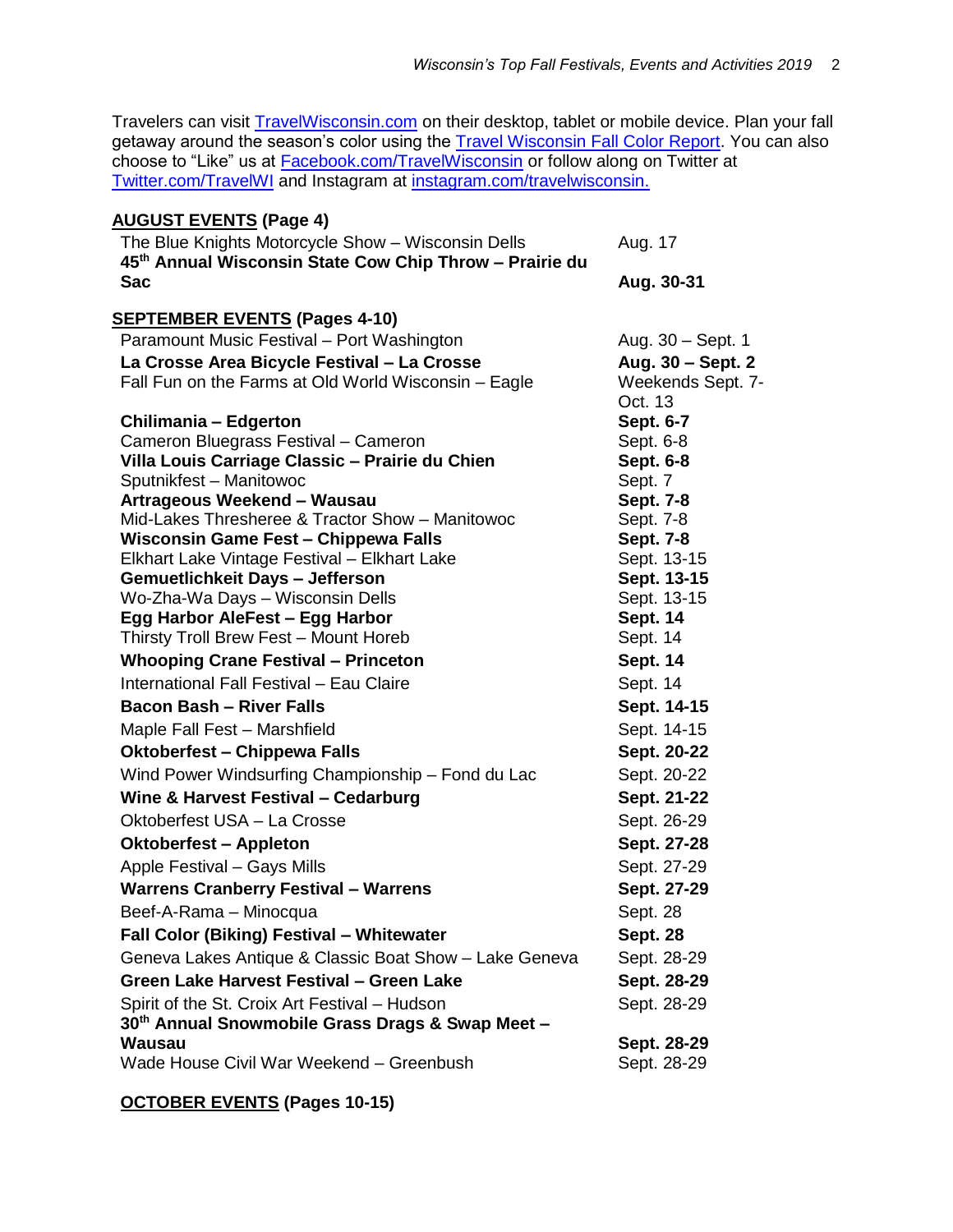Travelers can visit [TravelWisconsin.com](TravelWisconsin.com) on their desktop, tablet or mobile device. Plan your fall getaway around the season's color using the [Travel Wisconsin Fall Color Report](). You can also choose to "Like" us at [Facebook.com/TravelWisconsin]() or follow along on Twitter at [Twitter.com/TravelWI]() and Instagram at [instagram.com/travelwisconsin.]()

**AUGUST EVENTS (Page 4)**

| Event | Date |
|---|---|
| The Blue Knights Motorcycle Show – Wisconsin Dells | Aug. 17 |
| **45th Annual Wisconsin State Cow Chip Throw – Prairie du Sac** | **Aug. 30-31** |

**SEPTEMBER EVENTS (Pages 4-10)**

| Event | Date |
|---|---|
| Paramount Music Festival – Port Washington | Aug. 30 – Sept. 1 |
| **La Crosse Area Bicycle Festival – La Crosse** | **Aug. 30 – Sept. 2** |
| Fall Fun on the Farms at Old World Wisconsin – Eagle | Weekends Sept. 7-Oct. 13 |
| **Chilimania – Edgerton** | **Sept. 6-7** |
| Cameron Bluegrass Festival – Cameron | Sept. 6-8 |
| **Villa Louis Carriage Classic – Prairie du Chien** | **Sept. 6-8** |
| Sputnikfest – Manitowoc | Sept. 7 |
| **Artrageous Weekend – Wausau** | **Sept. 7-8** |
| Mid-Lakes Thresheree & Tractor Show – Manitowoc | Sept. 7-8 |
| **Wisconsin Game Fest – Chippewa Falls** | **Sept. 7-8** |
| Elkhart Lake Vintage Festival – Elkhart Lake | Sept. 13-15 |
| **Gemuetlichkeit Days – Jefferson** | **Sept. 13-15** |
| Wo-Zha-Wa Days – Wisconsin Dells | Sept. 13-15 |
| **Egg Harbor AleFest – Egg Harbor** | **Sept. 14** |
| Thirsty Troll Brew Fest – Mount Horeb | Sept. 14 |
| **Whooping Crane Festival – Princeton** | **Sept. 14** |
| International Fall Festival – Eau Claire | Sept. 14 |
| **Bacon Bash – River Falls** | **Sept. 14-15** |
| Maple Fall Fest – Marshfield | Sept. 14-15 |
| **Oktoberfest – Chippewa Falls** | **Sept. 20-22** |
| Wind Power Windsurfing Championship – Fond du Lac | Sept. 20-22 |
| **Wine & Harvest Festival – Cedarburg** | **Sept. 21-22** |
| Oktoberfest USA – La Crosse | Sept. 26-29 |
| **Oktoberfest – Appleton** | **Sept. 27-28** |
| Apple Festival – Gays Mills | Sept. 27-29 |
| **Warrens Cranberry Festival – Warrens** | **Sept. 27-29** |
| Beef-A-Rama – Minocqua | Sept. 28 |
| **Fall Color (Biking) Festival – Whitewater** | **Sept. 28** |
| Geneva Lakes Antique & Classic Boat Show – Lake Geneva | Sept. 28-29 |
| **Green Lake Harvest Festival – Green Lake** | **Sept. 28-29** |
| Spirit of the St. Croix Art Festival – Hudson | Sept. 28-29 |
| **30th Annual Snowmobile Grass Drags & Swap Meet – Wausau** | **Sept. 28-29** |
| Wade House Civil War Weekend – Greenbush | Sept. 28-29 |

**OCTOBER EVENTS (Pages 10-15)**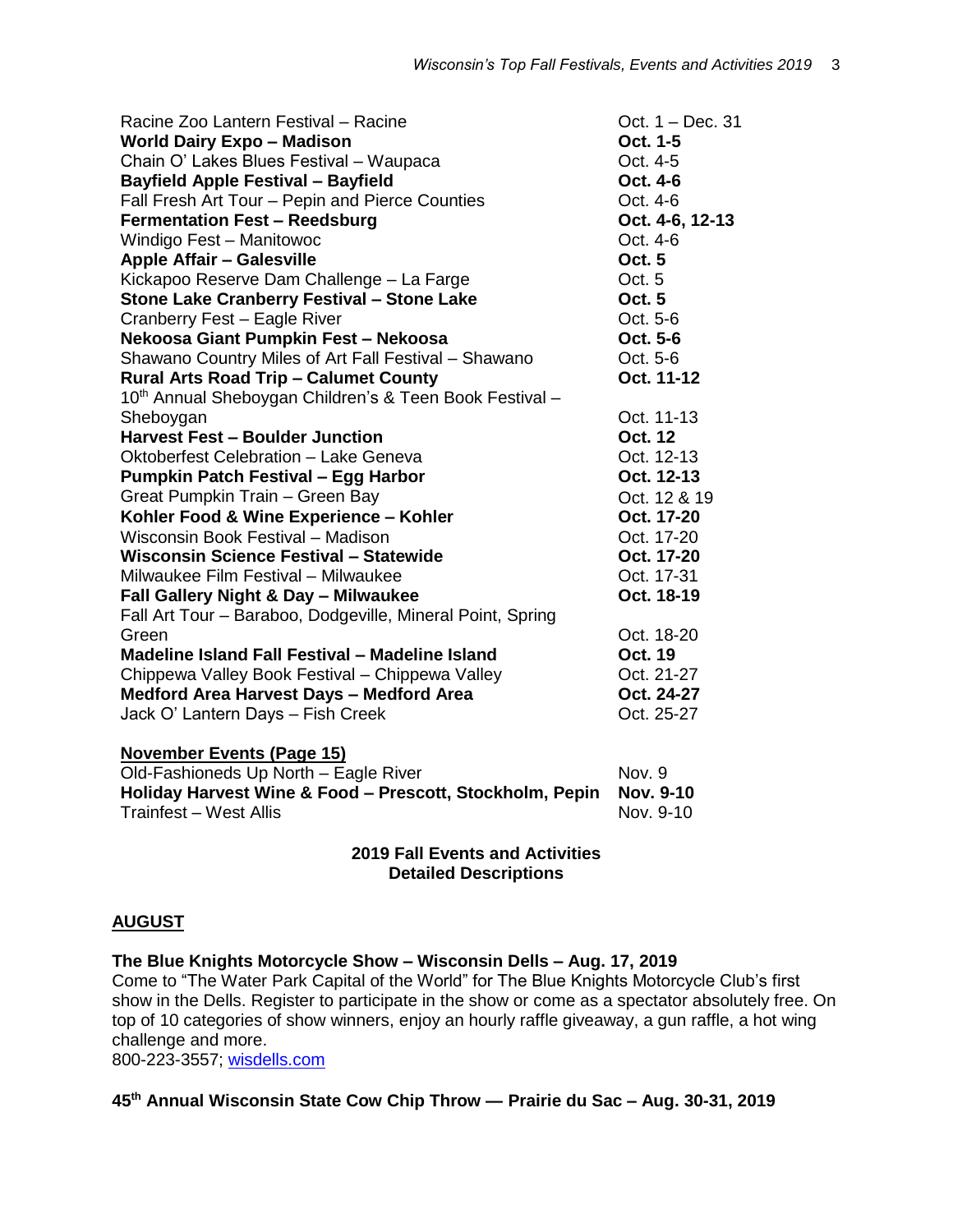| Event | Date |
|---|---|
| Racine Zoo Lantern Festival – Racine | Oct. 1 – Dec. 31 |
| **World Dairy Expo – Madison** | **Oct. 1-5** |
| Chain O' Lakes Blues Festival – Waupaca | Oct. 4-5 |
| **Bayfield Apple Festival – Bayfield** | **Oct. 4-6** |
| Fall Fresh Art Tour – Pepin and Pierce Counties | Oct. 4-6 |
| **Fermentation Fest – Reedsburg** | **Oct. 4-6, 12-13** |
| Windigo Fest – Manitowoc | Oct. 4-6 |
| **Apple Affair – Galesville** | **Oct. 5** |
| Kickapoo Reserve Dam Challenge – La Farge | Oct. 5 |
| **Stone Lake Cranberry Festival – Stone Lake** | **Oct. 5** |
| Cranberry Fest – Eagle River | Oct. 5-6 |
| **Nekoosa Giant Pumpkin Fest – Nekoosa** | **Oct. 5-6** |
| Shawano Country Miles of Art Fall Festival – Shawano | Oct. 5-6 |
| **Rural Arts Road Trip – Calumet County** | **Oct. 11-12** |
| 10th Annual Sheboygan Children's & Teen Book Festival – Sheboygan | Oct. 11-13 |
| **Harvest Fest – Boulder Junction** | **Oct. 12** |
| Oktoberfest Celebration – Lake Geneva | Oct. 12-13 |
| **Pumpkin Patch Festival – Egg Harbor** | **Oct. 12-13** |
| Great Pumpkin Train – Green Bay | Oct. 12 & 19 |
| **Kohler Food & Wine Experience – Kohler** | **Oct. 17-20** |
| Wisconsin Book Festival – Madison | Oct. 17-20 |
| **Wisconsin Science Festival – Statewide** | **Oct. 17-20** |
| Milwaukee Film Festival – Milwaukee | Oct. 17-31 |
| **Fall Gallery Night & Day – Milwaukee** | **Oct. 18-19** |
| Fall Art Tour – Baraboo, Dodgeville, Mineral Point, Spring Green | Oct. 18-20 |
| **Madeline Island Fall Festival – Madeline Island** | **Oct. 19** |
| Chippewa Valley Book Festival – Chippewa Valley | Oct. 21-27 |
| **Medford Area Harvest Days – Medford Area** | **Oct. 24-27** |
| Jack O' Lantern Days – Fish Creek | Oct. 25-27 |

**November Events (Page 15)**

| Event | Date |
|---|---|
| Old-Fashioneds Up North – Eagle River | Nov. 9 |
| **Holiday Harvest Wine & Food – Prescott, Stockholm, Pepin** | **Nov. 9-10** |
| Trainfest – West Allis | Nov. 9-10 |

## 2019 Fall Events and Activities Detailed Descriptions

## AUGUST

### The Blue Knights Motorcycle Show – Wisconsin Dells – Aug. 17, 2019

Come to "The Water Park Capital of the World" for The Blue Knights Motorcycle Club's first show in the Dells. Register to participate in the show or come as a spectator absolutely free. On top of 10 categories of show winners, enjoy an hourly raffle giveaway, a gun raffle, a hot wing challenge and more.
800-223-3557; [wisdells.com](wisdells.com)

### 45th Annual Wisconsin State Cow Chip Throw — Prairie du Sac – Aug. 30-31, 2019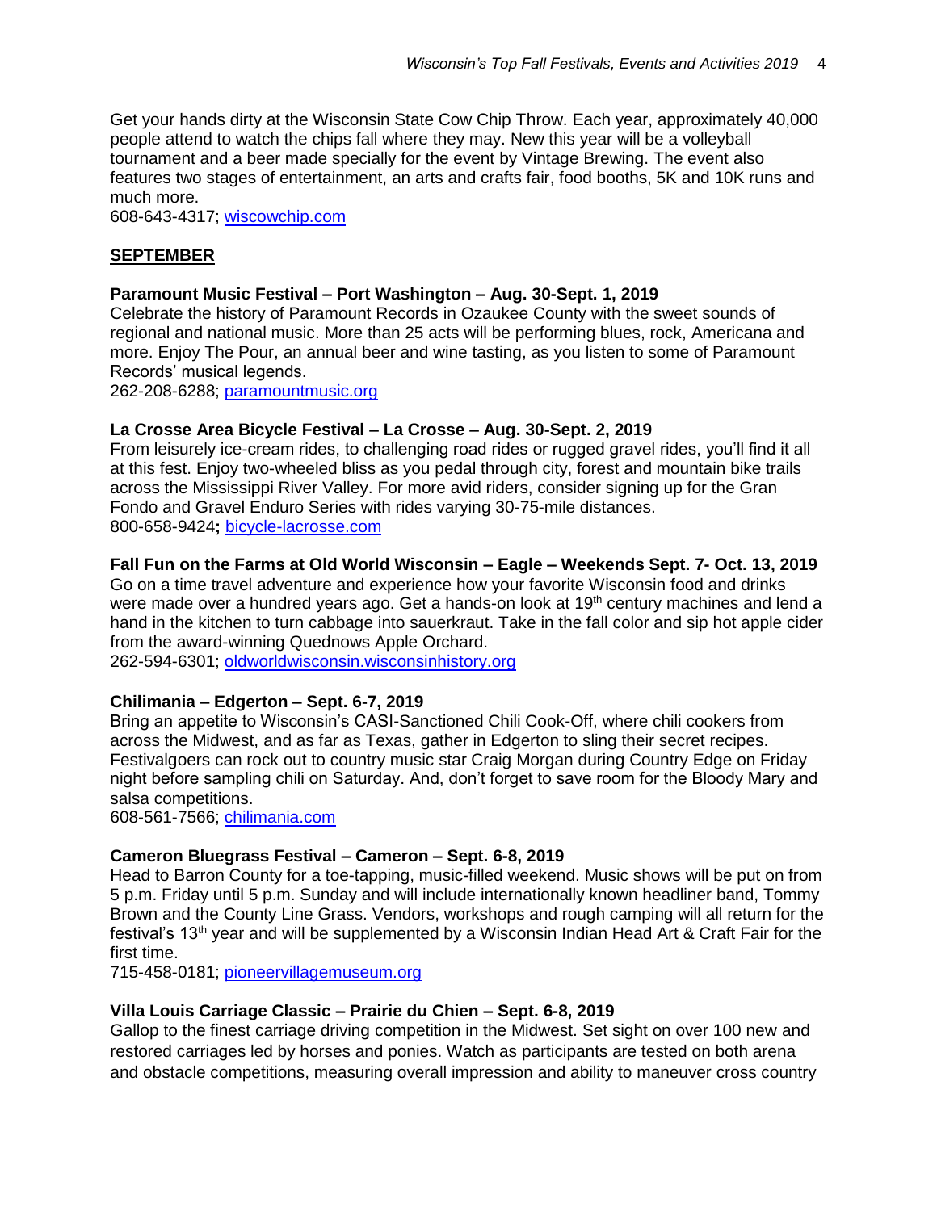Get your hands dirty at the Wisconsin State Cow Chip Throw. Each year, approximately 40,000 people attend to watch the chips fall where they may. New this year will be a volleyball tournament and a beer made specially for the event by Vintage Brewing. The event also features two stages of entertainment, an arts and crafts fair, food booths, 5K and 10K runs and much more.
608-643-4317; [wiscowchip.com](wiscowchip.com)

## SEPTEMBER

**Paramount Music Festival – Port Washington – Aug. 30-Sept. 1, 2019**
Celebrate the history of Paramount Records in Ozaukee County with the sweet sounds of regional and national music. More than 25 acts will be performing blues, rock, Americana and more. Enjoy The Pour, an annual beer and wine tasting, as you listen to some of Paramount Records' musical legends.
262-208-6288; [paramountmusic.org](paramountmusic.org)

**La Crosse Area Bicycle Festival – La Crosse – Aug. 30-Sept. 2, 2019**
From leisurely ice-cream rides, to challenging road rides or rugged gravel rides, you'll find it all at this fest. Enjoy two-wheeled bliss as you pedal through city, forest and mountain bike trails across the Mississippi River Valley. For more avid riders, consider signing up for the Gran Fondo and Gravel Enduro Series with rides varying 30-75-mile distances.
800-658-9424**;** [bicycle-lacrosse.com](bicycle-lacrosse.com)

**Fall Fun on the Farms at Old World Wisconsin – Eagle – Weekends Sept. 7- Oct. 13, 2019**
Go on a time travel adventure and experience how your favorite Wisconsin food and drinks were made over a hundred years ago. Get a hands-on look at 19th century machines and lend a hand in the kitchen to turn cabbage into sauerkraut. Take in the fall color and sip hot apple cider from the award-winning Quednows Apple Orchard.
262-594-6301; [oldworldwisconsin.wisconsinhistory.org](oldworldwisconsin.wisconsinhistory.org)

**Chilimania – Edgerton – Sept. 6-7, 2019**
Bring an appetite to Wisconsin's CASI-Sanctioned Chili Cook-Off, where chili cookers from across the Midwest, and as far as Texas, gather in Edgerton to sling their secret recipes. Festivalgoers can rock out to country music star Craig Morgan during Country Edge on Friday night before sampling chili on Saturday. And, don't forget to save room for the Bloody Mary and salsa competitions.
608-561-7566; [chilimania.com](chilimania.com)

**Cameron Bluegrass Festival – Cameron – Sept. 6-8, 2019**
Head to Barron County for a toe-tapping, music-filled weekend. Music shows will be put on from 5 p.m. Friday until 5 p.m. Sunday and will include internationally known headliner band, Tommy Brown and the County Line Grass. Vendors, workshops and rough camping will all return for the festival's 13th year and will be supplemented by a Wisconsin Indian Head Art & Craft Fair for the first time.
715-458-0181; [pioneervillagemuseum.org](pioneervillagemuseum.org)

**Villa Louis Carriage Classic – Prairie du Chien – Sept. 6-8, 2019**
Gallop to the finest carriage driving competition in the Midwest. Set sight on over 100 new and restored carriages led by horses and ponies. Watch as participants are tested on both arena and obstacle competitions, measuring overall impression and ability to maneuver cross country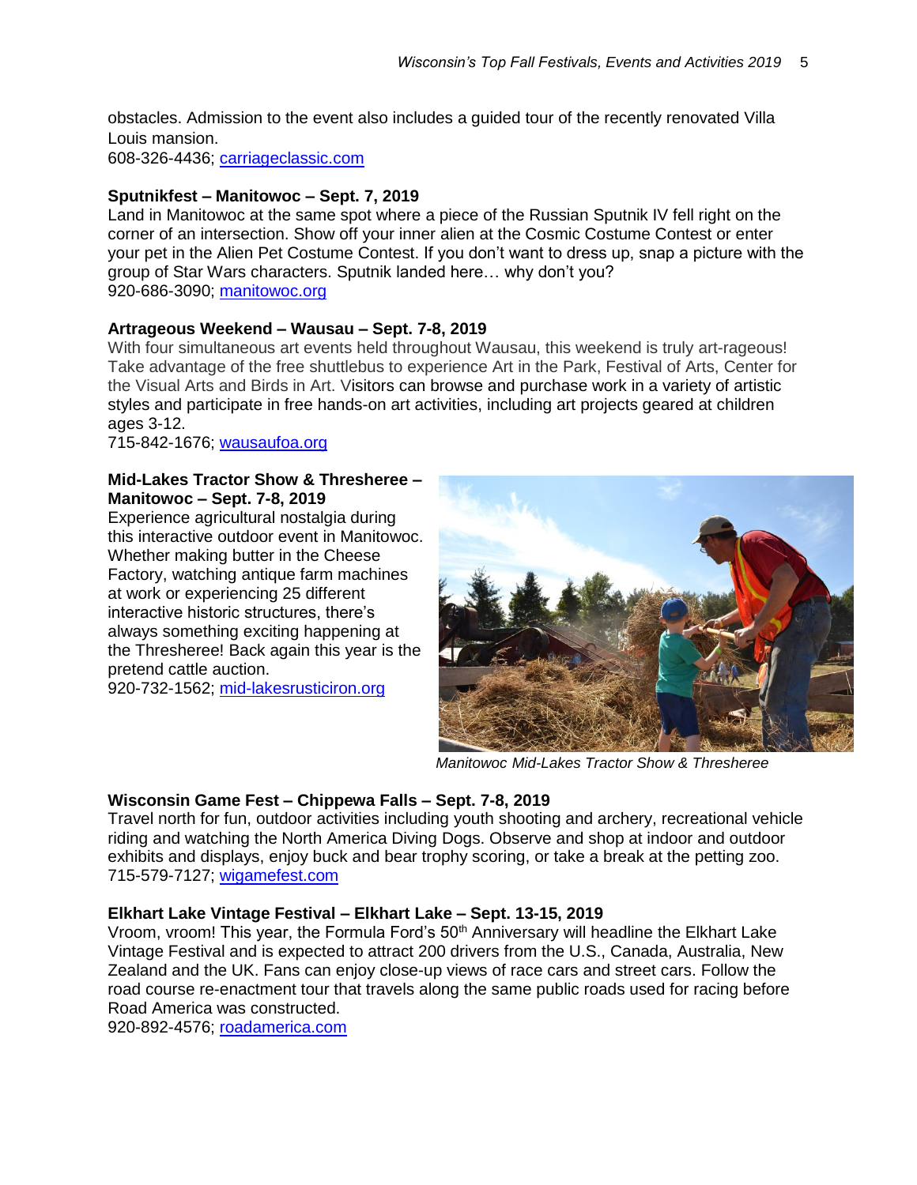obstacles. Admission to the event also includes a guided tour of the recently renovated Villa Louis mansion.
608-326-4436; carriageclassic.com

**Sputnikfest – Manitowoc – Sept. 7, 2019**
Land in Manitowoc at the same spot where a piece of the Russian Sputnik IV fell right on the corner of an intersection. Show off your inner alien at the Cosmic Costume Contest or enter your pet in the Alien Pet Costume Contest. If you don't want to dress up, snap a picture with the group of Star Wars characters. Sputnik landed here… why don't you?
920-686-3090; manitowoc.org

**Artrageous Weekend – Wausau – Sept. 7-8, 2019**
With four simultaneous art events held throughout Wausau, this weekend is truly art-rageous! Take advantage of the free shuttlebus to experience Art in the Park, Festival of Arts, Center for the Visual Arts and Birds in Art. Visitors can browse and purchase work in a variety of artistic styles and participate in free hands-on art activities, including art projects geared at children ages 3-12.
715-842-1676; wausaufoa.org

**Mid-Lakes Tractor Show & Thresheree – Manitowoc – Sept. 7-8, 2019**
Experience agricultural nostalgia during this interactive outdoor event in Manitowoc. Whether making butter in the Cheese Factory, watching antique farm machines at work or experiencing 25 different interactive historic structures, there's always something exciting happening at the Thresheree! Back again this year is the pretend cattle auction.
920-732-1562; mid-lakesrusticiron.org

*Manitowoc Mid-Lakes Tractor Show & Thresheree*

**Wisconsin Game Fest – Chippewa Falls – Sept. 7-8, 2019**
Travel north for fun, outdoor activities including youth shooting and archery, recreational vehicle riding and watching the North America Diving Dogs. Observe and shop at indoor and outdoor exhibits and displays, enjoy buck and bear trophy scoring, or take a break at the petting zoo.
715-579-7127; wigamefest.com

**Elkhart Lake Vintage Festival – Elkhart Lake – Sept. 13-15, 2019**
Vroom, vroom! This year, the Formula Ford's 50th Anniversary will headline the Elkhart Lake Vintage Festival and is expected to attract 200 drivers from the U.S., Canada, Australia, New Zealand and the UK. Fans can enjoy close-up views of race cars and street cars. Follow the road course re-enactment tour that travels along the same public roads used for racing before Road America was constructed.
920-892-4576; roadamerica.com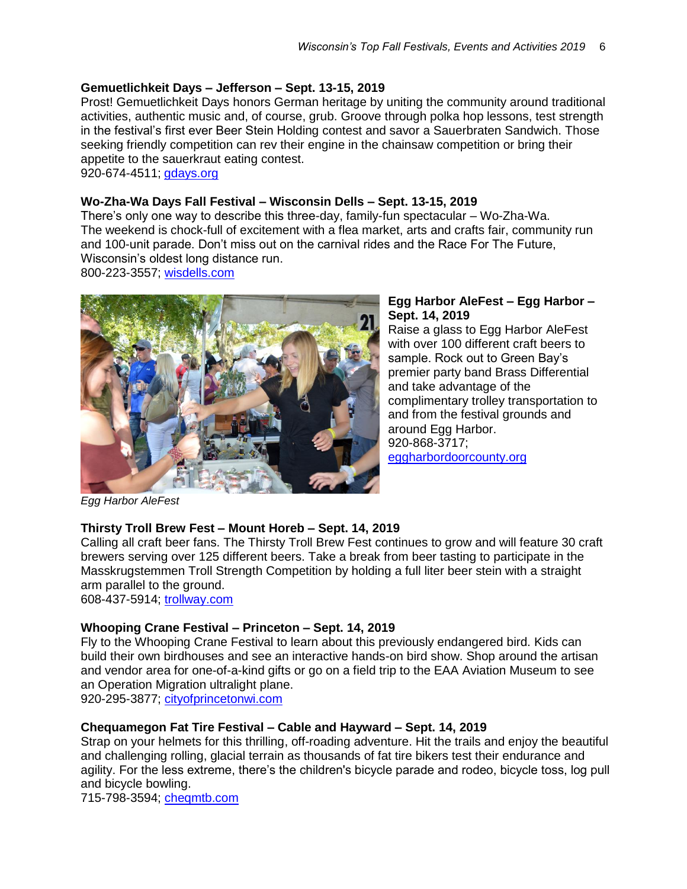**Gemuetlichkeit Days – Jefferson – Sept. 13-15, 2019**

Prost! Gemuetlichkeit Days honors German heritage by uniting the community around traditional activities, authentic music and, of course, grub. Groove through polka hop lessons, test strength in the festival's first ever Beer Stein Holding contest and savor a Sauerbraten Sandwich. Those seeking friendly competition can rev their engine in the chainsaw competition or bring their appetite to the sauerkraut eating contest.
920-674-4511; gdays.org

**Wo-Zha-Wa Days Fall Festival – Wisconsin Dells – Sept. 13-15, 2019**

There's only one way to describe this three-day, family-fun spectacular – Wo-Zha-Wa. The weekend is chock-full of excitement with a flea market, arts and crafts fair, community run and 100-unit parade. Don't miss out on the carnival rides and the Race For The Future, Wisconsin's oldest long distance run.
800-223-3557; wisdells.com

**Egg Harbor AleFest – Egg Harbor – Sept. 14, 2019**

Raise a glass to Egg Harbor AleFest with over 100 different craft beers to sample. Rock out to Green Bay's premier party band Brass Differential and take advantage of the complimentary trolley transportation to and from the festival grounds and around Egg Harbor.
920-868-3717; eggharbordoorcounty.org

*Egg Harbor AleFest*

**Thirsty Troll Brew Fest – Mount Horeb – Sept. 14, 2019**

Calling all craft beer fans. The Thirsty Troll Brew Fest continues to grow and will feature 30 craft brewers serving over 125 different beers. Take a break from beer tasting to participate in the Masskrugstemmen Troll Strength Competition by holding a full liter beer stein with a straight arm parallel to the ground.
608-437-5914; trollway.com

**Whooping Crane Festival – Princeton – Sept. 14, 2019**

Fly to the Whooping Crane Festival to learn about this previously endangered bird. Kids can build their own birdhouses and see an interactive hands-on bird show. Shop around the artisan and vendor area for one-of-a-kind gifts or go on a field trip to the EAA Aviation Museum to see an Operation Migration ultralight plane.
920-295-3877; cityofprincetonwi.com

**Chequamegon Fat Tire Festival – Cable and Hayward – Sept. 14, 2019**

Strap on your helmets for this thrilling, off-roading adventure. Hit the trails and enjoy the beautiful and challenging rolling, glacial terrain as thousands of fat tire bikers test their endurance and agility. For the less extreme, there's the children's bicycle parade and rodeo, bicycle toss, log pull and bicycle bowling.
715-798-3594; cheqmtb.com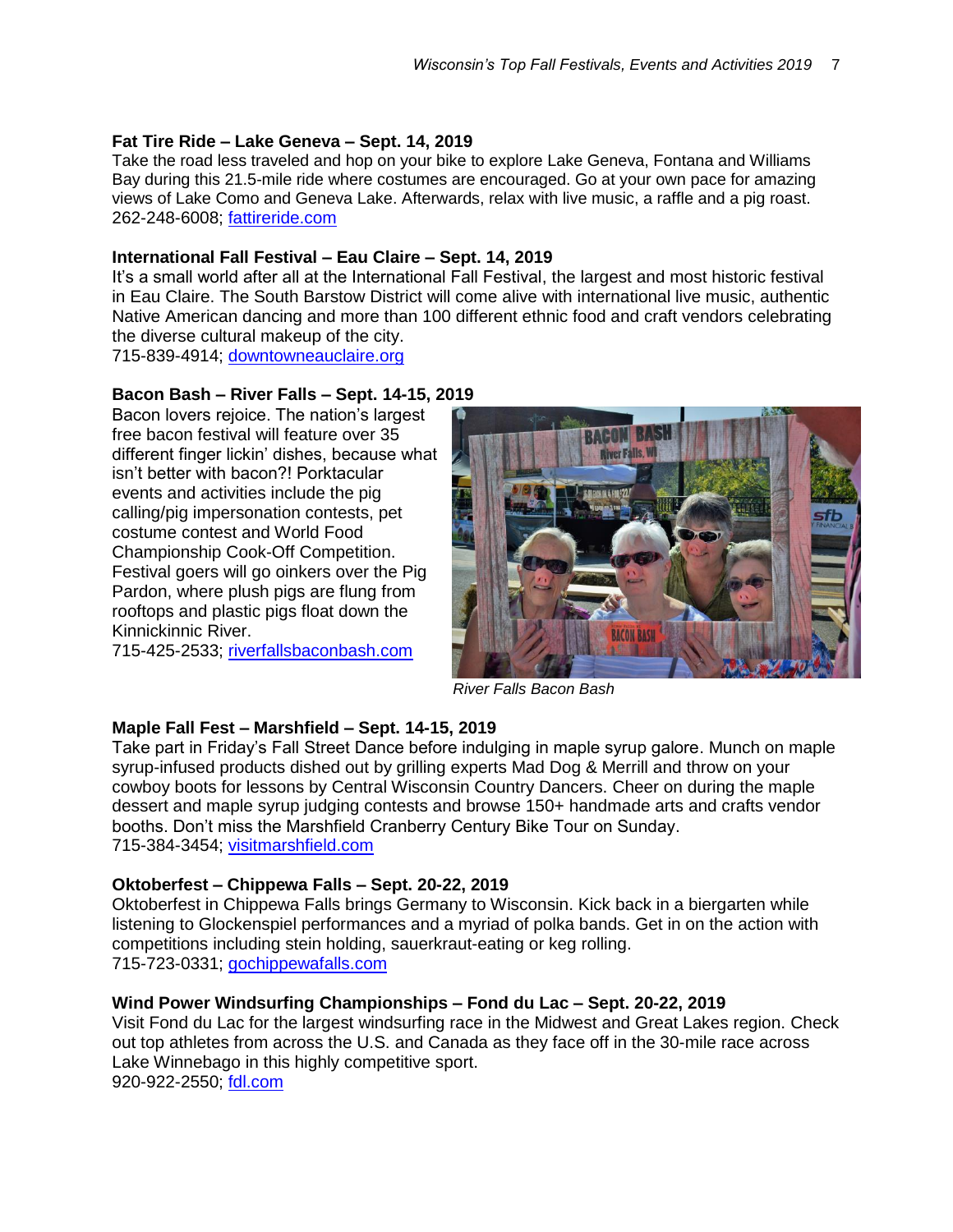**Fat Tire Ride – Lake Geneva – Sept. 14, 2019**
Take the road less traveled and hop on your bike to explore Lake Geneva, Fontana and Williams Bay during this 21.5-mile ride where costumes are encouraged. Go at your own pace for amazing views of Lake Como and Geneva Lake. Afterwards, relax with live music, a raffle and a pig roast.
262-248-6008; fattireride.com

**International Fall Festival – Eau Claire – Sept. 14, 2019**
It's a small world after all at the International Fall Festival, the largest and most historic festival in Eau Claire. The South Barstow District will come alive with international live music, authentic Native American dancing and more than 100 different ethnic food and craft vendors celebrating the diverse cultural makeup of the city.
715-839-4914; downtowneauclaire.org

**Bacon Bash – River Falls – Sept. 14-15, 2019**
Bacon lovers rejoice. The nation's largest free bacon festival will feature over 35 different finger lickin' dishes, because what isn't better with bacon?! Porktacular events and activities include the pig calling/pig impersonation contests, pet costume contest and World Food Championship Cook-Off Competition. Festival goers will go oinkers over the Pig Pardon, where plush pigs are flung from rooftops and plastic pigs float down the Kinnickinnic River.
715-425-2533; riverfallsbaconbash.com

*River Falls Bacon Bash*

**Maple Fall Fest – Marshfield – Sept. 14-15, 2019**
Take part in Friday's Fall Street Dance before indulging in maple syrup galore. Munch on maple syrup-infused products dished out by grilling experts Mad Dog & Merrill and throw on your cowboy boots for lessons by Central Wisconsin Country Dancers. Cheer on during the maple dessert and maple syrup judging contests and browse 150+ handmade arts and crafts vendor booths. Don't miss the Marshfield Cranberry Century Bike Tour on Sunday.
715-384-3454; visitmarshfield.com

**Oktoberfest – Chippewa Falls – Sept. 20-22, 2019**
Oktoberfest in Chippewa Falls brings Germany to Wisconsin. Kick back in a biergarten while listening to Glockenspiel performances and a myriad of polka bands. Get in on the action with competitions including stein holding, sauerkraut-eating or keg rolling.
715-723-0331; gochippewafalls.com

**Wind Power Windsurfing Championships – Fond du Lac – Sept. 20-22, 2019**
Visit Fond du Lac for the largest windsurfing race in the Midwest and Great Lakes region. Check out top athletes from across the U.S. and Canada as they face off in the 30-mile race across Lake Winnebago in this highly competitive sport.
920-922-2550; fdl.com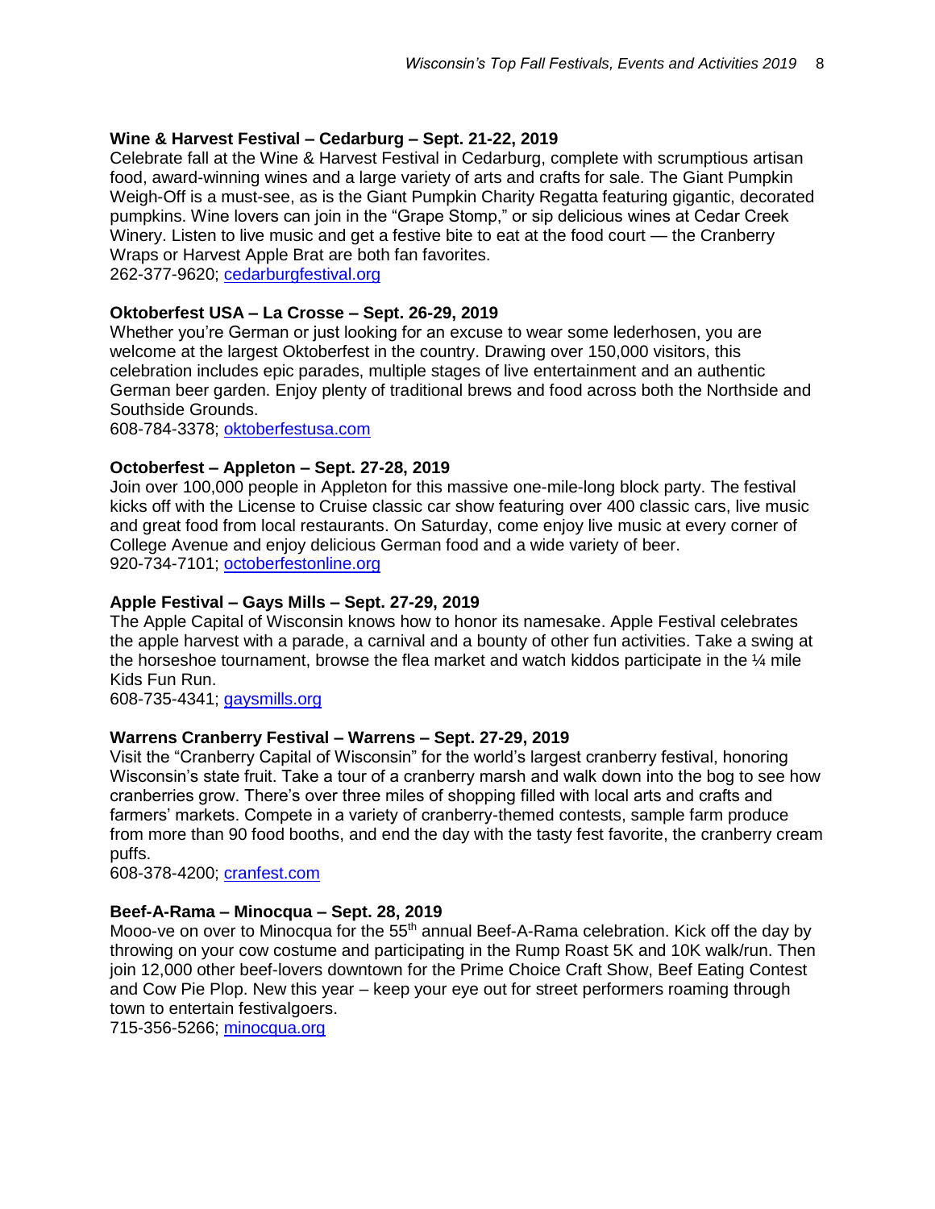**Wine & Harvest Festival – Cedarburg – Sept. 21-22, 2019**

Celebrate fall at the Wine & Harvest Festival in Cedarburg, complete with scrumptious artisan food, award-winning wines and a large variety of arts and crafts for sale. The Giant Pumpkin Weigh-Off is a must-see, as is the Giant Pumpkin Charity Regatta featuring gigantic, decorated pumpkins. Wine lovers can join in the "Grape Stomp," or sip delicious wines at Cedar Creek Winery. Listen to live music and get a festive bite to eat at the food court — the Cranberry Wraps or Harvest Apple Brat are both fan favorites.
262-377-9620; [cedarburgfestival.org](cedarburgfestival.org)

**Oktoberfest USA – La Crosse – Sept. 26-29, 2019**

Whether you're German or just looking for an excuse to wear some lederhosen, you are welcome at the largest Oktoberfest in the country. Drawing over 150,000 visitors, this celebration includes epic parades, multiple stages of live entertainment and an authentic German beer garden. Enjoy plenty of traditional brews and food across both the Northside and Southside Grounds.
608-784-3378; [oktoberfestusa.com](oktoberfestusa.com)

**Octoberfest – Appleton – Sept. 27-28, 2019**

Join over 100,000 people in Appleton for this massive one-mile-long block party. The festival kicks off with the License to Cruise classic car show featuring over 400 classic cars, live music and great food from local restaurants. On Saturday, come enjoy live music at every corner of College Avenue and enjoy delicious German food and a wide variety of beer.
920-734-7101; [octoberfestonline.org](octoberfestonline.org)

**Apple Festival – Gays Mills – Sept. 27-29, 2019**

The Apple Capital of Wisconsin knows how to honor its namesake. Apple Festival celebrates the apple harvest with a parade, a carnival and a bounty of other fun activities. Take a swing at the horseshoe tournament, browse the flea market and watch kiddos participate in the ¼ mile Kids Fun Run.
608-735-4341; [gaysmills.org](gaysmills.org)

**Warrens Cranberry Festival – Warrens – Sept. 27-29, 2019**

Visit the "Cranberry Capital of Wisconsin" for the world's largest cranberry festival, honoring Wisconsin's state fruit. Take a tour of a cranberry marsh and walk down into the bog to see how cranberries grow. There's over three miles of shopping filled with local arts and crafts and farmers' markets. Compete in a variety of cranberry-themed contests, sample farm produce from more than 90 food booths, and end the day with the tasty fest favorite, the cranberry cream puffs.
608-378-4200; [cranfest.com](cranfest.com)

**Beef-A-Rama – Minocqua – Sept. 28, 2019**

Mooo-ve on over to Minocqua for the 55th annual Beef-A-Rama celebration. Kick off the day by throwing on your cow costume and participating in the Rump Roast 5K and 10K walk/run. Then join 12,000 other beef-lovers downtown for the Prime Choice Craft Show, Beef Eating Contest and Cow Pie Plop. New this year – keep your eye out for street performers roaming through town to entertain festivalgoers.
715-356-5266; [minocqua.org](minocqua.org)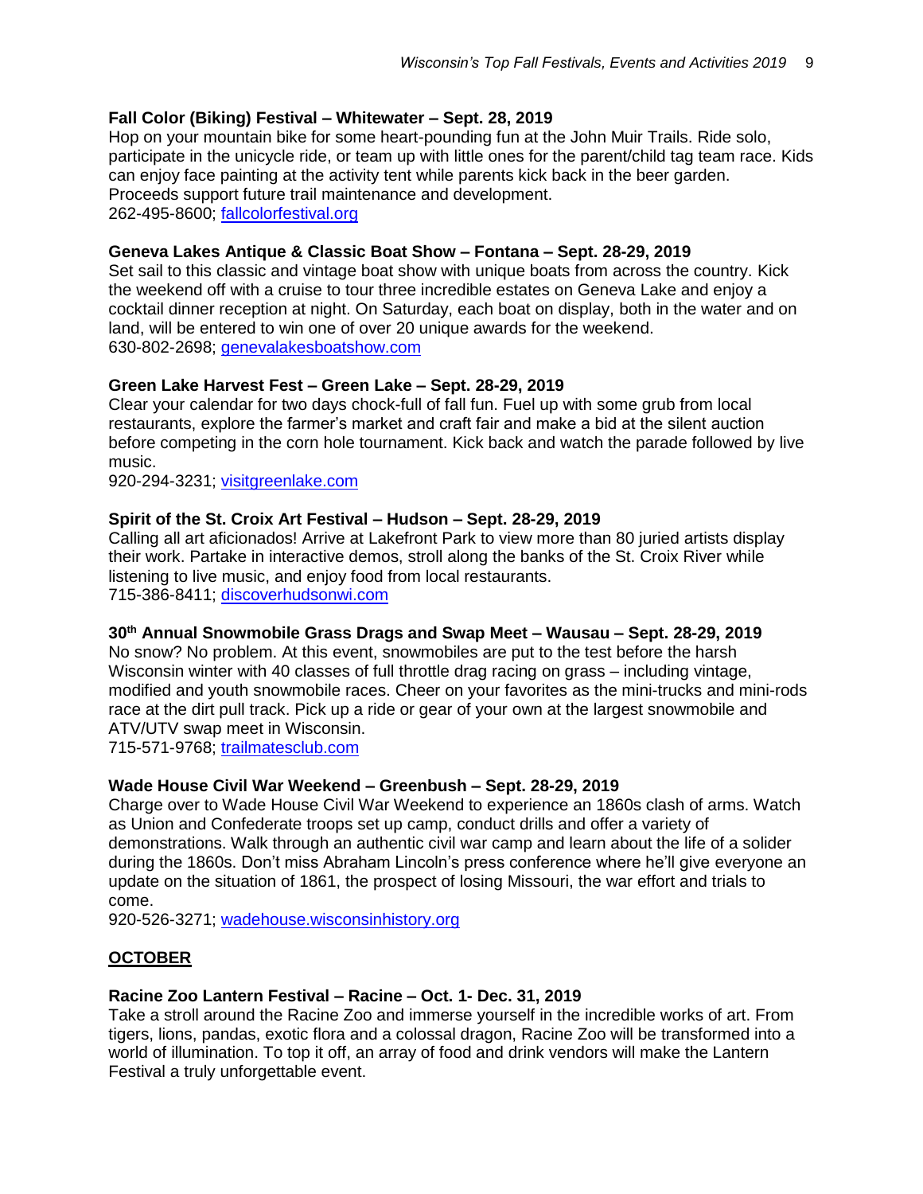### Fall Color (Biking) Festival – Whitewater – Sept. 28, 2019

Hop on your mountain bike for some heart-pounding fun at the John Muir Trails. Ride solo, participate in the unicycle ride, or team up with little ones for the parent/child tag team race. Kids can enjoy face painting at the activity tent while parents kick back in the beer garden. Proceeds support future trail maintenance and development.
262-495-8600; [fallcolorfestival.org](fallcolorfestival.org)

### Geneva Lakes Antique & Classic Boat Show – Fontana – Sept. 28-29, 2019

Set sail to this classic and vintage boat show with unique boats from across the country. Kick the weekend off with a cruise to tour three incredible estates on Geneva Lake and enjoy a cocktail dinner reception at night. On Saturday, each boat on display, both in the water and on land, will be entered to win one of over 20 unique awards for the weekend.
630-802-2698; [genevalakesboatshow.com](genevalakesboatshow.com)

### Green Lake Harvest Fest – Green Lake – Sept. 28-29, 2019

Clear your calendar for two days chock-full of fall fun. Fuel up with some grub from local restaurants, explore the farmer's market and craft fair and make a bid at the silent auction before competing in the corn hole tournament. Kick back and watch the parade followed by live music.
920-294-3231; [visitgreenlake.com](visitgreenlake.com)

### Spirit of the St. Croix Art Festival – Hudson – Sept. 28-29, 2019

Calling all art aficionados! Arrive at Lakefront Park to view more than 80 juried artists display their work. Partake in interactive demos, stroll along the banks of the St. Croix River while listening to live music, and enjoy food from local restaurants.
715-386-8411; [discoverhudsonwi.com](discoverhudsonwi.com)

### 30th Annual Snowmobile Grass Drags and Swap Meet – Wausau – Sept. 28-29, 2019

No snow? No problem. At this event, snowmobiles are put to the test before the harsh Wisconsin winter with 40 classes of full throttle drag racing on grass – including vintage, modified and youth snowmobile races. Cheer on your favorites as the mini-trucks and mini-rods race at the dirt pull track. Pick up a ride or gear of your own at the largest snowmobile and ATV/UTV swap meet in Wisconsin.
715-571-9768; [trailmatesclub.com](trailmatesclub.com)

### Wade House Civil War Weekend – Greenbush – Sept. 28-29, 2019

Charge over to Wade House Civil War Weekend to experience an 1860s clash of arms. Watch as Union and Confederate troops set up camp, conduct drills and offer a variety of demonstrations. Walk through an authentic civil war camp and learn about the life of a solider during the 1860s. Don't miss Abraham Lincoln's press conference where he'll give everyone an update on the situation of 1861, the prospect of losing Missouri, the war effort and trials to come.
920-526-3271; [wadehouse.wisconsinhistory.org](wadehouse.wisconsinhistory.org)

## OCTOBER

### Racine Zoo Lantern Festival – Racine – Oct. 1- Dec. 31, 2019

Take a stroll around the Racine Zoo and immerse yourself in the incredible works of art. From tigers, lions, pandas, exotic flora and a colossal dragon, Racine Zoo will be transformed into a world of illumination. To top it off, an array of food and drink vendors will make the Lantern Festival a truly unforgettable event.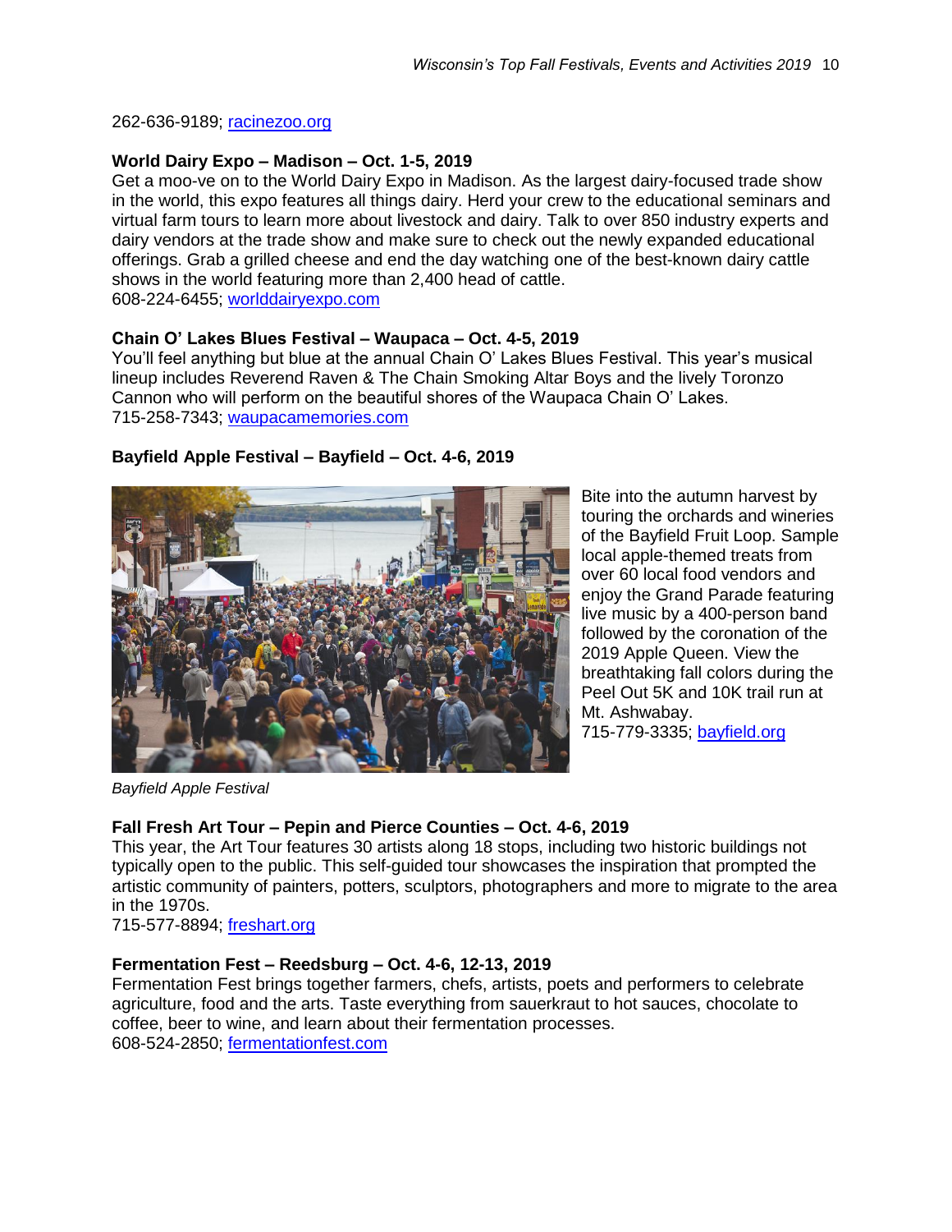262-636-9189; [racinezoo.org](racinezoo.org)

**World Dairy Expo – Madison – Oct. 1-5, 2019**
Get a moo-ve on to the World Dairy Expo in Madison. As the largest dairy-focused trade show in the world, this expo features all things dairy. Herd your crew to the educational seminars and virtual farm tours to learn more about livestock and dairy. Talk to over 850 industry experts and dairy vendors at the trade show and make sure to check out the newly expanded educational offerings. Grab a grilled cheese and end the day watching one of the best-known dairy cattle shows in the world featuring more than 2,400 head of cattle.
608-224-6455; [worlddairyexpo.com](worlddairyexpo.com)

**Chain O' Lakes Blues Festival – Waupaca – Oct. 4-5, 2019**
You'll feel anything but blue at the annual Chain O' Lakes Blues Festival. This year's musical lineup includes Reverend Raven & The Chain Smoking Altar Boys and the lively Toronzo Cannon who will perform on the beautiful shores of the Waupaca Chain O' Lakes.
715-258-7343; [waupacamemories.com](waupacamemories.com)

**Bayfield Apple Festival – Bayfield – Oct. 4-6, 2019**

Bite into the autumn harvest by touring the orchards and wineries of the Bayfield Fruit Loop. Sample local apple-themed treats from over 60 local food vendors and enjoy the Grand Parade featuring live music by a 400-person band followed by the coronation of the 2019 Apple Queen. View the breathtaking fall colors during the Peel Out 5K and 10K trail run at Mt. Ashwabay.
715-779-3335; [bayfield.org](bayfield.org)

*Bayfield Apple Festival*

**Fall Fresh Art Tour – Pepin and Pierce Counties – Oct. 4-6, 2019**
This year, the Art Tour features 30 artists along 18 stops, including two historic buildings not typically open to the public. This self-guided tour showcases the inspiration that prompted the artistic community of painters, potters, sculptors, photographers and more to migrate to the area in the 1970s.
715-577-8894; [freshart.org](freshart.org)

**Fermentation Fest – Reedsburg – Oct. 4-6, 12-13, 2019**
Fermentation Fest brings together farmers, chefs, artists, poets and performers to celebrate agriculture, food and the arts. Taste everything from sauerkraut to hot sauces, chocolate to coffee, beer to wine, and learn about their fermentation processes.
608-524-2850; [fermentationfest.com](fermentationfest.com)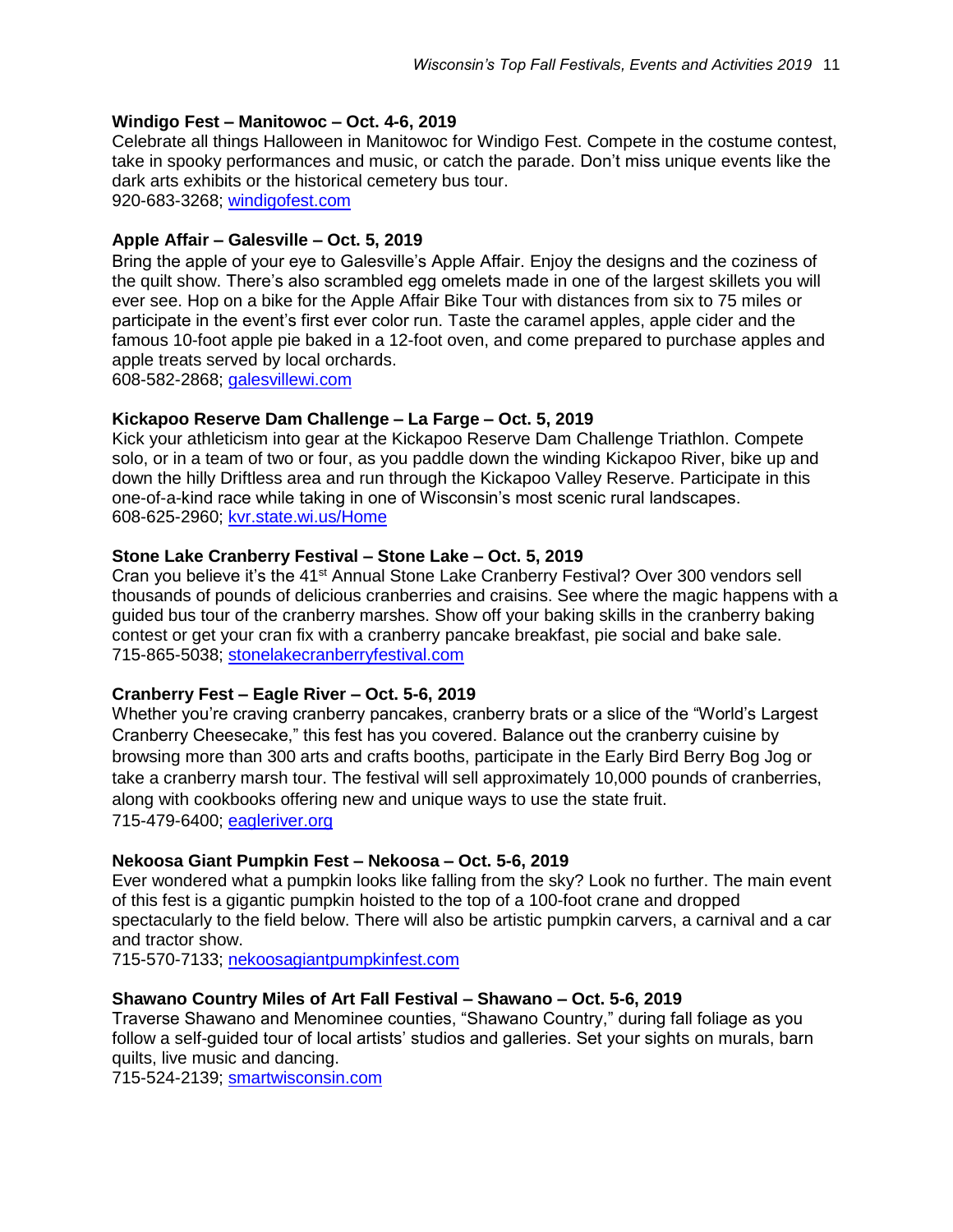**Windigo Fest – Manitowoc – Oct. 4-6, 2019**
Celebrate all things Halloween in Manitowoc for Windigo Fest. Compete in the costume contest, take in spooky performances and music, or catch the parade. Don't miss unique events like the dark arts exhibits or the historical cemetery bus tour.
920-683-3268; windigofest.com

**Apple Affair – Galesville – Oct. 5, 2019**
Bring the apple of your eye to Galesville's Apple Affair. Enjoy the designs and the coziness of the quilt show. There's also scrambled egg omelets made in one of the largest skillets you will ever see. Hop on a bike for the Apple Affair Bike Tour with distances from six to 75 miles or participate in the event's first ever color run. Taste the caramel apples, apple cider and the famous 10-foot apple pie baked in a 12-foot oven, and come prepared to purchase apples and apple treats served by local orchards.
608-582-2868; galesvillewi.com

**Kickapoo Reserve Dam Challenge – La Farge – Oct. 5, 2019**
Kick your athleticism into gear at the Kickapoo Reserve Dam Challenge Triathlon. Compete solo, or in a team of two or four, as you paddle down the winding Kickapoo River, bike up and down the hilly Driftless area and run through the Kickapoo Valley Reserve. Participate in this one-of-a-kind race while taking in one of Wisconsin's most scenic rural landscapes.
608-625-2960; kvr.state.wi.us/Home

**Stone Lake Cranberry Festival – Stone Lake – Oct. 5, 2019**
Cran you believe it's the 41st Annual Stone Lake Cranberry Festival? Over 300 vendors sell thousands of pounds of delicious cranberries and craisins. See where the magic happens with a guided bus tour of the cranberry marshes. Show off your baking skills in the cranberry baking contest or get your cran fix with a cranberry pancake breakfast, pie social and bake sale.
715-865-5038; stonelakecranberryfestival.com

**Cranberry Fest – Eagle River – Oct. 5-6, 2019**
Whether you're craving cranberry pancakes, cranberry brats or a slice of the "World's Largest Cranberry Cheesecake," this fest has you covered. Balance out the cranberry cuisine by browsing more than 300 arts and crafts booths, participate in the Early Bird Berry Bog Jog or take a cranberry marsh tour. The festival will sell approximately 10,000 pounds of cranberries, along with cookbooks offering new and unique ways to use the state fruit.
715-479-6400; eagleriver.org

**Nekoosa Giant Pumpkin Fest – Nekoosa – Oct. 5-6, 2019**
Ever wondered what a pumpkin looks like falling from the sky? Look no further. The main event of this fest is a gigantic pumpkin hoisted to the top of a 100-foot crane and dropped spectacularly to the field below. There will also be artistic pumpkin carvers, a carnival and a car and tractor show.
715-570-7133; nekoosagiantpumpkinfest.com

**Shawano Country Miles of Art Fall Festival – Shawano – Oct. 5-6, 2019**
Traverse Shawano and Menominee counties, "Shawano Country," during fall foliage as you follow a self-guided tour of local artists' studios and galleries. Set your sights on murals, barn quilts, live music and dancing.
715-524-2139; smartwisconsin.com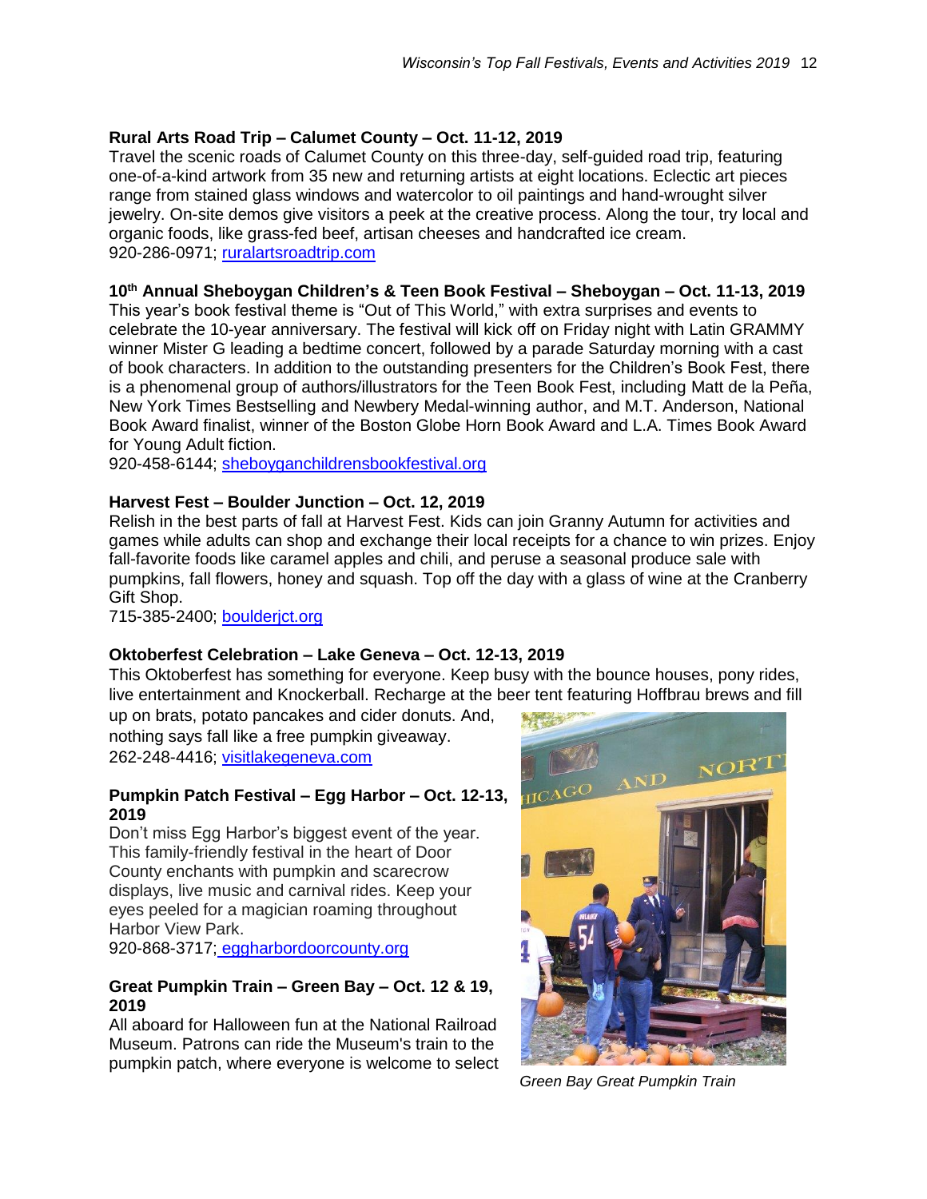**Rural Arts Road Trip – Calumet County – Oct. 11-12, 2019**
Travel the scenic roads of Calumet County on this three-day, self-guided road trip, featuring one-of-a-kind artwork from 35 new and returning artists at eight locations. Eclectic art pieces range from stained glass windows and watercolor to oil paintings and hand-wrought silver jewelry. On-site demos give visitors a peek at the creative process. Along the tour, try local and organic foods, like grass-fed beef, artisan cheeses and handcrafted ice cream.
920-286-0971; ruralartsroadtrip.com

**10th Annual Sheboygan Children's & Teen Book Festival – Sheboygan – Oct. 11-13, 2019**
This year's book festival theme is "Out of This World," with extra surprises and events to celebrate the 10-year anniversary. The festival will kick off on Friday night with Latin GRAMMY winner Mister G leading a bedtime concert, followed by a parade Saturday morning with a cast of book characters. In addition to the outstanding presenters for the Children's Book Fest, there is a phenomenal group of authors/illustrators for the Teen Book Fest, including Matt de la Peña, New York Times Bestselling and Newbery Medal-winning author, and M.T. Anderson, National Book Award finalist, winner of the Boston Globe Horn Book Award and L.A. Times Book Award for Young Adult fiction.
920-458-6144; sheboyganchildrensbookfestival.org

**Harvest Fest – Boulder Junction – Oct. 12, 2019**
Relish in the best parts of fall at Harvest Fest. Kids can join Granny Autumn for activities and games while adults can shop and exchange their local receipts for a chance to win prizes. Enjoy fall-favorite foods like caramel apples and chili, and peruse a seasonal produce sale with pumpkins, fall flowers, honey and squash. Top off the day with a glass of wine at the Cranberry Gift Shop.
715-385-2400; boulderjct.org

**Oktoberfest Celebration – Lake Geneva – Oct. 12-13, 2019**
This Oktoberfest has something for everyone. Keep busy with the bounce houses, pony rides, live entertainment and Knockerball. Recharge at the beer tent featuring Hoffbrau brews and fill up on brats, potato pancakes and cider donuts. And, nothing says fall like a free pumpkin giveaway.
262-248-4416; visitlakegeneva.com

**Pumpkin Patch Festival – Egg Harbor – Oct. 12-13, 2019**
Don't miss Egg Harbor's biggest event of the year. This family-friendly festival in the heart of Door County enchants with pumpkin and scarecrow displays, live music and carnival rides. Keep your eyes peeled for a magician roaming throughout Harbor View Park.
920-868-3717; eggharbordoorcounty.org

**Great Pumpkin Train – Green Bay – Oct. 12 & 19, 2019**
All aboard for Halloween fun at the National Railroad Museum. Patrons can ride the Museum's train to the pumpkin patch, where everyone is welcome to select

*Green Bay Great Pumpkin Train*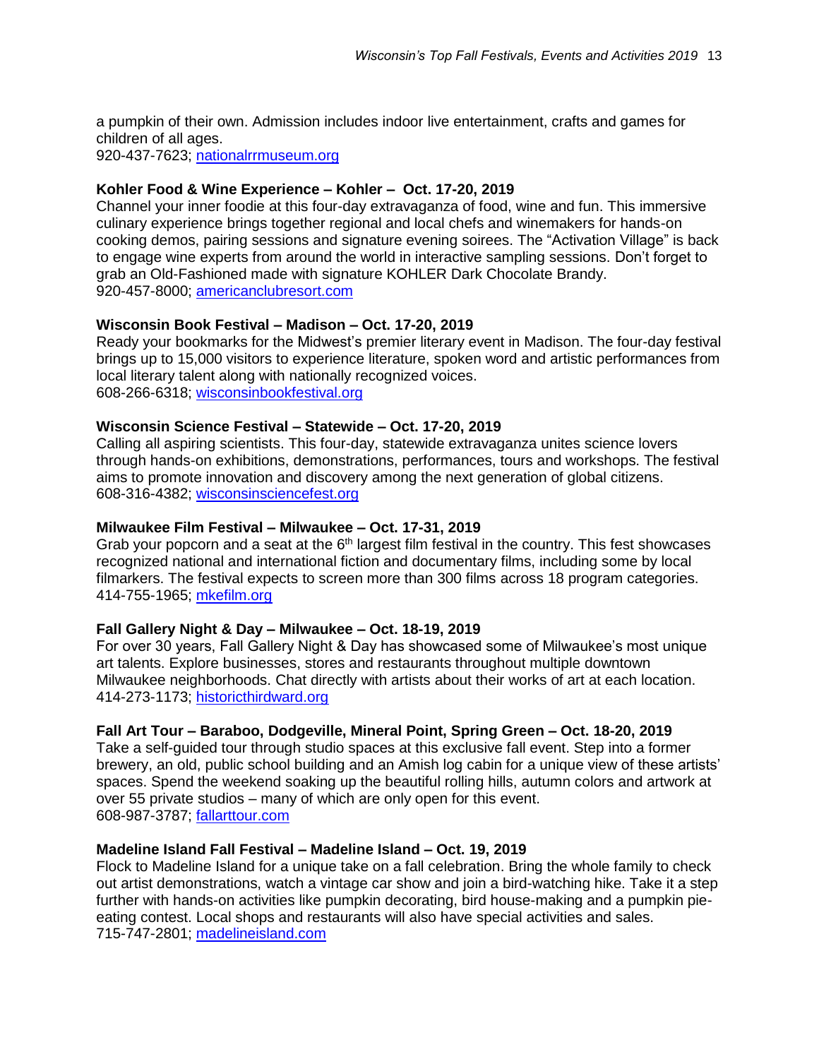a pumpkin of their own. Admission includes indoor live entertainment, crafts and games for children of all ages.
920-437-7623; [nationalrrmuseum.org](nationalrrmuseum.org)

**Kohler Food & Wine Experience – Kohler – Oct. 17-20, 2019**
Channel your inner foodie at this four-day extravaganza of food, wine and fun. This immersive culinary experience brings together regional and local chefs and winemakers for hands-on cooking demos, pairing sessions and signature evening soirees. The "Activation Village" is back to engage wine experts from around the world in interactive sampling sessions. Don't forget to grab an Old-Fashioned made with signature KOHLER Dark Chocolate Brandy.
920-457-8000; [americanclubresort.com](americanclubresort.com)

**Wisconsin Book Festival – Madison – Oct. 17-20, 2019**
Ready your bookmarks for the Midwest's premier literary event in Madison. The four-day festival brings up to 15,000 visitors to experience literature, spoken word and artistic performances from local literary talent along with nationally recognized voices.
608-266-6318; [wisconsinbookfestival.org](wisconsinbookfestival.org)

**Wisconsin Science Festival – Statewide – Oct. 17-20, 2019**
Calling all aspiring scientists. This four-day, statewide extravaganza unites science lovers through hands-on exhibitions, demonstrations, performances, tours and workshops. The festival aims to promote innovation and discovery among the next generation of global citizens.
608-316-4382; [wisconsinsciencefest.org](wisconsinsciencefest.org)

**Milwaukee Film Festival – Milwaukee – Oct. 17-31, 2019**
Grab your popcorn and a seat at the 6th largest film festival in the country. This fest showcases recognized national and international fiction and documentary films, including some by local filmarkers. The festival expects to screen more than 300 films across 18 program categories.
414-755-1965; [mkefilm.org](mkefilm.org)

**Fall Gallery Night & Day – Milwaukee – Oct. 18-19, 2019**
For over 30 years, Fall Gallery Night & Day has showcased some of Milwaukee's most unique art talents. Explore businesses, stores and restaurants throughout multiple downtown Milwaukee neighborhoods. Chat directly with artists about their works of art at each location.
414-273-1173; [historicthirdward.org](historicthirdward.org)

**Fall Art Tour – Baraboo, Dodgeville, Mineral Point, Spring Green – Oct. 18-20, 2019**
Take a self-guided tour through studio spaces at this exclusive fall event. Step into a former brewery, an old, public school building and an Amish log cabin for a unique view of these artists' spaces. Spend the weekend soaking up the beautiful rolling hills, autumn colors and artwork at over 55 private studios – many of which are only open for this event.
608-987-3787; [fallarttour.com](fallarttour.com)

**Madeline Island Fall Festival – Madeline Island – Oct. 19, 2019**
Flock to Madeline Island for a unique take on a fall celebration. Bring the whole family to check out artist demonstrations, watch a vintage car show and join a bird-watching hike. Take it a step further with hands-on activities like pumpkin decorating, bird house-making and a pumpkin pie-eating contest. Local shops and restaurants will also have special activities and sales.
715-747-2801; [madelineisland.com](madelineisland.com)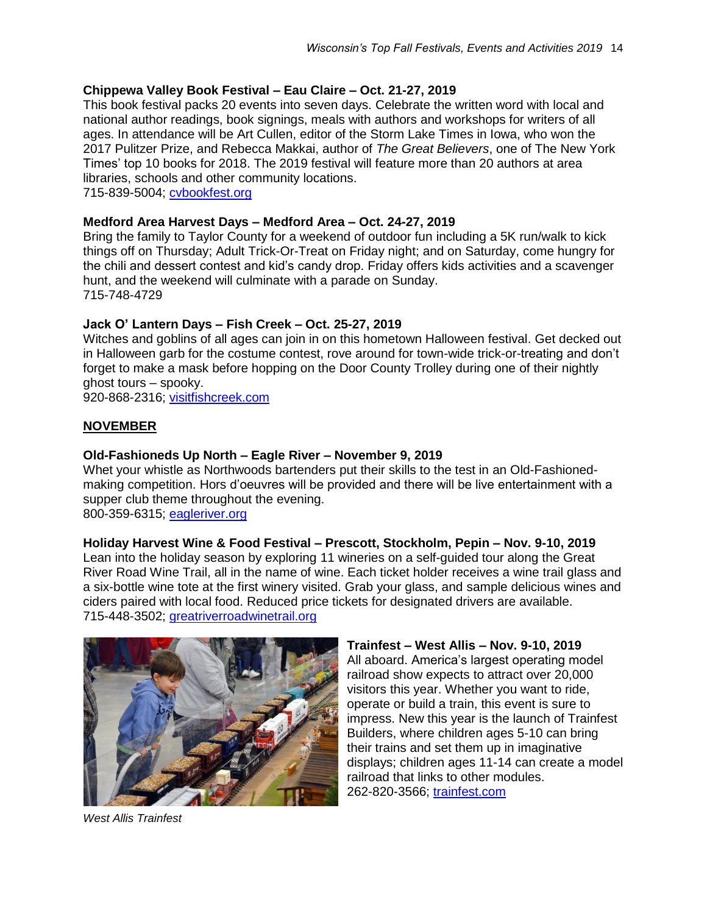**Chippewa Valley Book Festival – Eau Claire – Oct. 21-27, 2019**
This book festival packs 20 events into seven days. Celebrate the written word with local and national author readings, book signings, meals with authors and workshops for writers of all ages. In attendance will be Art Cullen, editor of the Storm Lake Times in Iowa, who won the 2017 Pulitzer Prize, and Rebecca Makkai, author of *The Great Believers*, one of The New York Times' top 10 books for 2018. The 2019 festival will feature more than 20 authors at area libraries, schools and other community locations.
715-839-5004; [cvbookfest.org](cvbookfest.org)

**Medford Area Harvest Days – Medford Area – Oct. 24-27, 2019**
Bring the family to Taylor County for a weekend of outdoor fun including a 5K run/walk to kick things off on Thursday; Adult Trick-Or-Treat on Friday night; and on Saturday, come hungry for the chili and dessert contest and kid's candy drop. Friday offers kids activities and a scavenger hunt, and the weekend will culminate with a parade on Sunday.
715-748-4729

**Jack O' Lantern Days – Fish Creek – Oct. 25-27, 2019**
Witches and goblins of all ages can join in on this hometown Halloween festival. Get decked out in Halloween garb for the costume contest, rove around for town-wide trick-or-treating and don't forget to make a mask before hopping on the Door County Trolley during one of their nightly ghost tours – spooky.
920-868-2316; [visitfishcreek.com](visitfishcreek.com)

## NOVEMBER

**Old-Fashioneds Up North – Eagle River – November 9, 2019**
Whet your whistle as Northwoods bartenders put their skills to the test in an Old-Fashioned-making competition. Hors d'oeuvres will be provided and there will be live entertainment with a supper club theme throughout the evening.
800-359-6315; [eagleriver.org](eagleriver.org)

**Holiday Harvest Wine & Food Festival – Prescott, Stockholm, Pepin – Nov. 9-10, 2019**
Lean into the holiday season by exploring 11 wineries on a self-guided tour along the Great River Road Wine Trail, all in the name of wine. Each ticket holder receives a wine trail glass and a six-bottle wine tote at the first winery visited. Grab your glass, and sample delicious wines and ciders paired with local food. Reduced price tickets for designated drivers are available.
715-448-3502; [greatriverroadwinetrail.org](greatriverroadwinetrail.org)

**Trainfest – West Allis – Nov. 9-10, 2019**
All aboard. America's largest operating model railroad show expects to attract over 20,000 visitors this year. Whether you want to ride, operate or build a train, this event is sure to impress. New this year is the launch of Trainfest Builders, where children ages 5-10 can bring their trains and set them up in imaginative displays; children ages 11-14 can create a model railroad that links to other modules.
262-820-3566; [trainfest.com](trainfest.com)

*West Allis Trainfest*